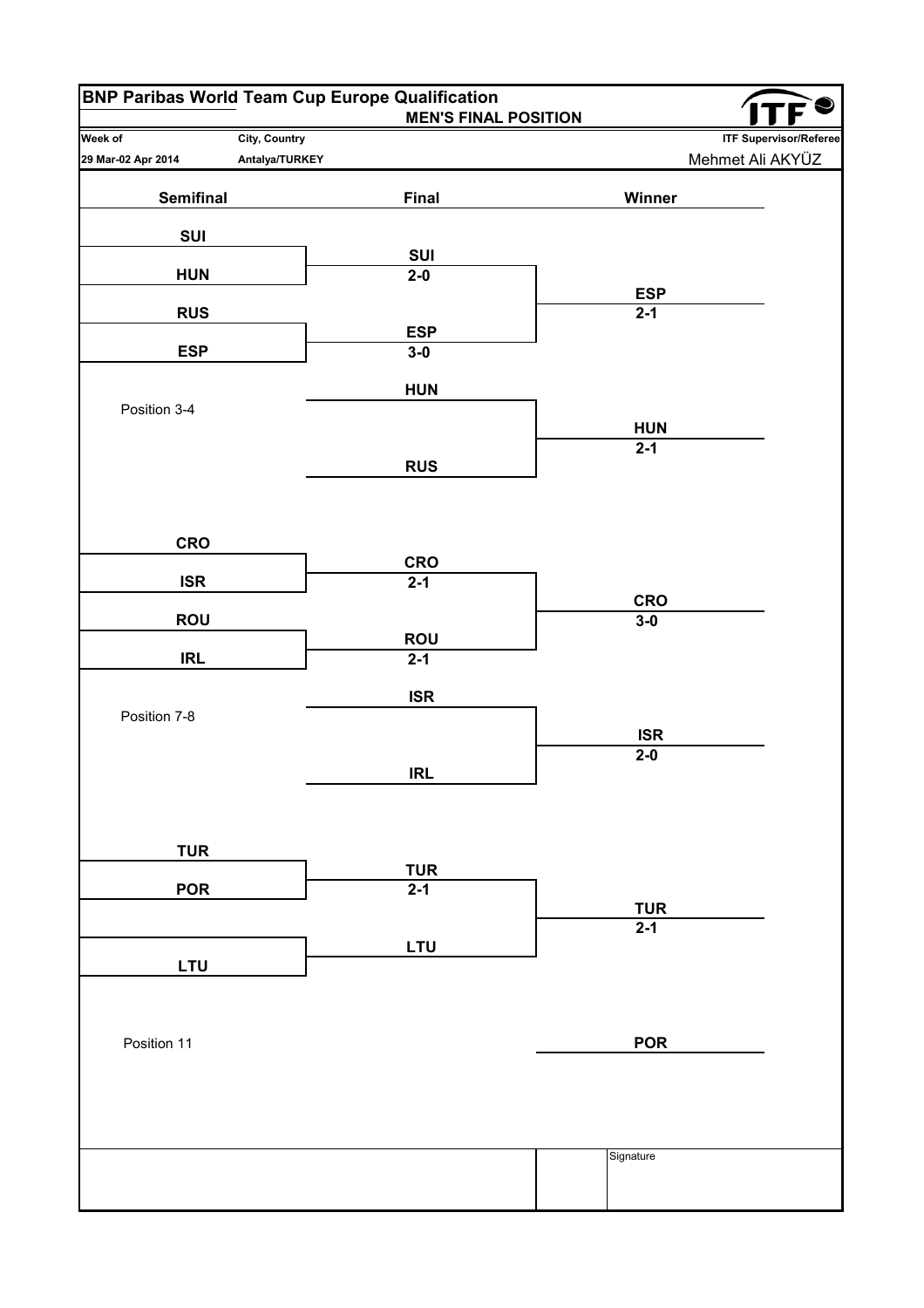# BNP Paribas World Team Cup Europe Qualification

**MEN'S FINAL POSITION**

| Week of | City, Country | ITF Supervisor/Referee |
|---|---|---|
| 29 Mar-02 Apr 2014 | Antalya/TURKEY | Mehmet Ali AKYÜZ |

| Semifinal | Final | Winner |
|---|---|---|
| SUI | | |
| | SUI 2-0 | |
| HUN | | |
| | | ESP 2-1 |
| RUS | | |
| | ESP 3-0 | |
| ESP | | |

**Position 3-4**

| Final | Winner |
|---|---|
| HUN | |
| | HUN 2-1 |
| RUS | |

| Semifinal | Final | Winner |
|---|---|---|
| CRO | | |
| | CRO 2-1 | |
| ISR | | |
| | | CRO 3-0 |
| ROU | | |
| | ROU 2-1 | |
| IRL | | |

**Position 7-8**

| Final | Winner |
|---|---|
| ISR | |
| | ISR 2-0 |
| IRL | |

| Semifinal | Final | Winner |
|---|---|---|
| TUR | | |
| | TUR 2-1 | |
| POR | | |
| | | TUR 2-1 |
| | LTU | |
| LTU | | |

**Position 11**

POR

Signature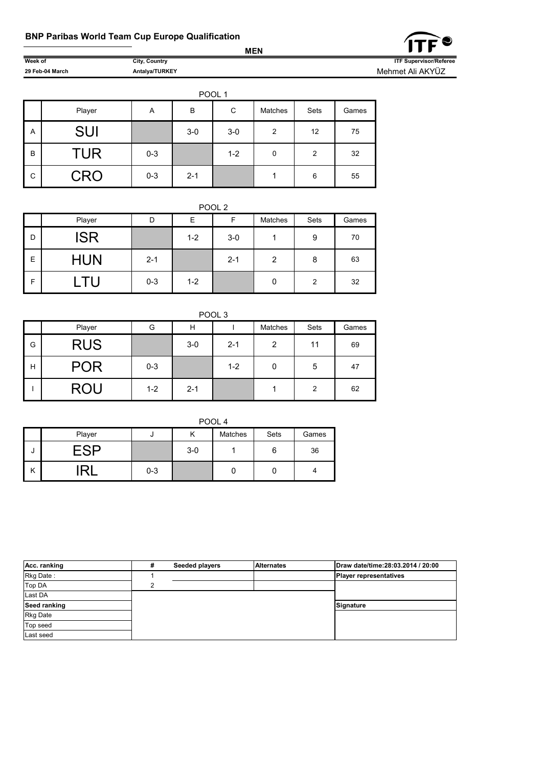## BNP Paribas World Team Cup Europe Qualification

**MEN**

| Week of | City, Country | ITF Supervisor/Referee |
|---|---|---|
| 29 Feb-04 March | Antalya/TURKEY | Mehmet Ali AKYÜZ |

POOL 1

| | Player | A | B | C | Matches | Sets | Games |
|---|---|---|---|---|---|---|---|
| A | SUI | | 3-0 | 3-0 | 2 | 12 | 75 |
| B | TUR | 0-3 | | 1-2 | 0 | 2 | 32 |
| C | CRO | 0-3 | 2-1 | | 1 | 6 | 55 |

POOL 2

| | Player | D | E | F | Matches | Sets | Games |
|---|---|---|---|---|---|---|---|
| D | ISR | | 1-2 | 3-0 | 1 | 9 | 70 |
| E | HUN | 2-1 | | 2-1 | 2 | 8 | 63 |
| F | LTU | 0-3 | 1-2 | | 0 | 2 | 32 |

POOL 3

| | Player | G | H | I | Matches | Sets | Games |
|---|---|---|---|---|---|---|---|
| G | RUS | | 3-0 | 2-1 | 2 | 11 | 69 |
| H | POR | 0-3 | | 1-2 | 0 | 5 | 47 |
| I | ROU | 1-2 | 2-1 | | 1 | 2 | 62 |

POOL 4

| | Player | J | K | Matches | Sets | Games |
|---|---|---|---|---|---|---|
| J | ESP | | 3-0 | 1 | 6 | 36 |
| K | IRL | 0-3 | | 0 | 0 | 4 |

| Acc. ranking | # | Seeded players | Alternates | Draw date/time:28:03.2014 / 20:00 |
|---|---|---|---|---|
| Rkg Date : | 1 | | | **Player representatives** |
| Top DA | 2 | | | |
| Last DA | | | | |
| **Seed ranking** | | | | **Signature** |
| Rkg Date | | | | |
| Top seed | | | | |
| Last seed | | | | |